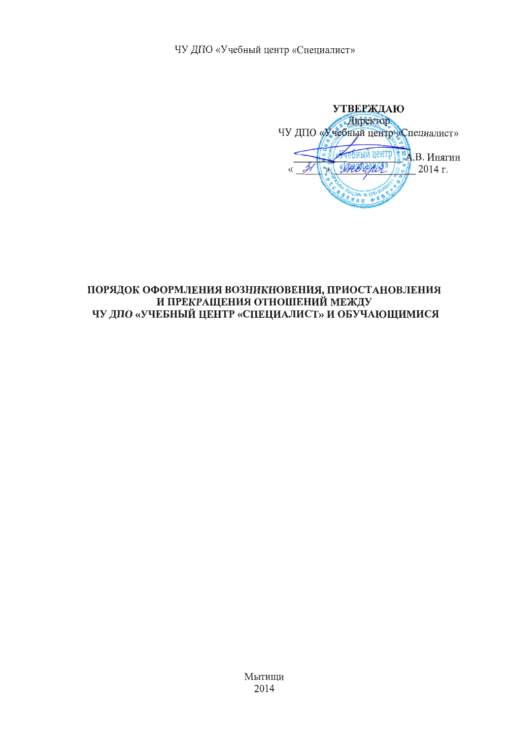ЧУ ДПО «Учебный центр «Специалист»

**УТВЕРЖДАЮ**
Директор
ЧУ ДПО «Учебный центр «Специалист»
________________ А.В. Инягин
« 31 » января 2014 г.

# ПОРЯДОК ОФОРМЛЕНИЯ ВОЗНИКНОВЕНИЯ, ПРИОСТАНОВЛЕНИЯ И ПРЕКРАЩЕНИЯ ОТНОШЕНИЙ МЕЖДУ ЧУ ДПО «УЧЕБНЫЙ ЦЕНТР «СПЕЦИАЛИСТ» И ОБУЧАЮЩИМИСЯ

Мытищи
2014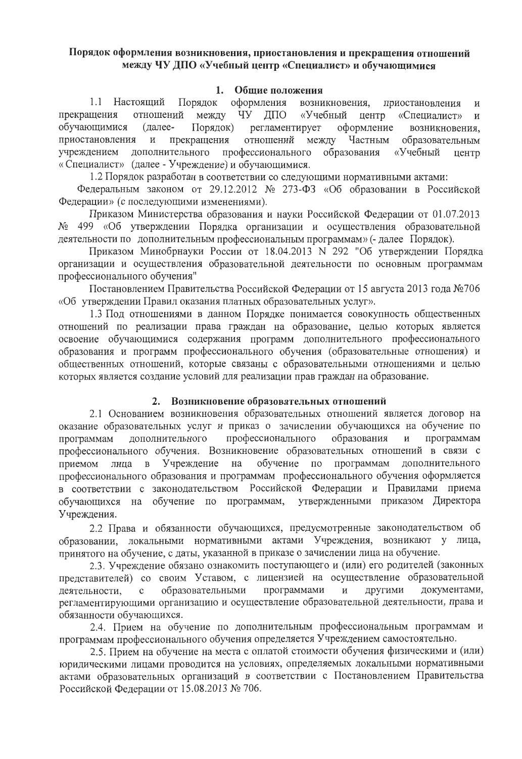**Порядок оформления возникновения, приостановления и прекращения отношений между ЧУ ДПО «Учебный центр «Специалист» и обучающимися**

## 1. Общие положения

1.1 Настоящий Порядок оформления возникновения, приостановления и прекращения отношений между ЧУ ДПО «Учебный центр «Специалист» и обучающимися (далее- Порядок) регламентирует оформление возникновения, приостановления и прекращения отношений между Частным образовательным учреждением дополнительного профессионального образования «Учебный центр « Специалист» (далее - Учреждение) и обучающимся.

1.2 Порядок разработан в соответствии со следующими нормативными актами:

Федеральным законом от 29.12.2012 № 273-ФЗ «Об образовании в Российской Федерации» (с последующими изменениями).

Приказом Министерства образования и науки Российской Федерации от 01.07.2013 № 499 «Об утверждении Порядка организации и осуществления образовательной деятельности по дополнительным профессиональным программам» (- далее Порядок).

Приказом Минобрнауки России от 18.04.2013 N 292 "Об утверждении Порядка организации и осуществления образовательной деятельности по основным программам профессионального обучения"

Постановлением Правительства Российской Федерации от 15 августа 2013 года №706 «Об утверждении Правил оказания платных образовательных услуг».

1.3 Под отношениями в данном Порядке понимается совокупность общественных отношений по реализации права граждан на образование, целью которых является освоение обучающимся содержания программ дополнительного профессионального образования и программ профессионального обучения (образовательные отношения) и общественных отношений, которые связаны с образовательными отношениями и целью которых является создание условий для реализации прав граждан на образование.

## 2. Возникновение образовательных отношений

2.1 Основанием возникновения образовательных отношений является договор на оказание образовательных услуг и приказ о зачислении обучающихся на обучение по программам дополнительного профессионального образования и программам профессионального обучения. Возникновение образовательных отношений в связи с приемом лица в Учреждение на обучение по программам дополнительного профессионального образования и программам профессионального обучения оформляется в соответствии с законодательством Российской Федерации и Правилами приема обучающихся на обучение по программам, утвержденными приказом Директора Учреждения.

2.2 Права и обязанности обучающихся, предусмотренные законодательством об образовании, локальными нормативными актами Учреждения, возникают у лица, принятого на обучение, с даты, указанной в приказе о зачислении лица на обучение.

2.3. Учреждение обязано ознакомить поступающего и (или) его родителей (законных представителей) со своим Уставом, с лицензией на осуществление образовательной деятельности, с образовательными программами и другими документами, регламентирующими организацию и осуществление образовательной деятельности, права и обязанности обучающихся.

2.4. Прием на обучение по дополнительным профессиональным программам и программам профессионального обучения определяется Учреждением самостоятельно.

2.5. Прием на обучение на места с оплатой стоимости обучения физическими и (или) юридическими лицами проводится на условиях, определяемых локальными нормативными актами образовательных организаций в соответствии с Постановлением Правительства Российской Федерации от 15.08.2013 № 706.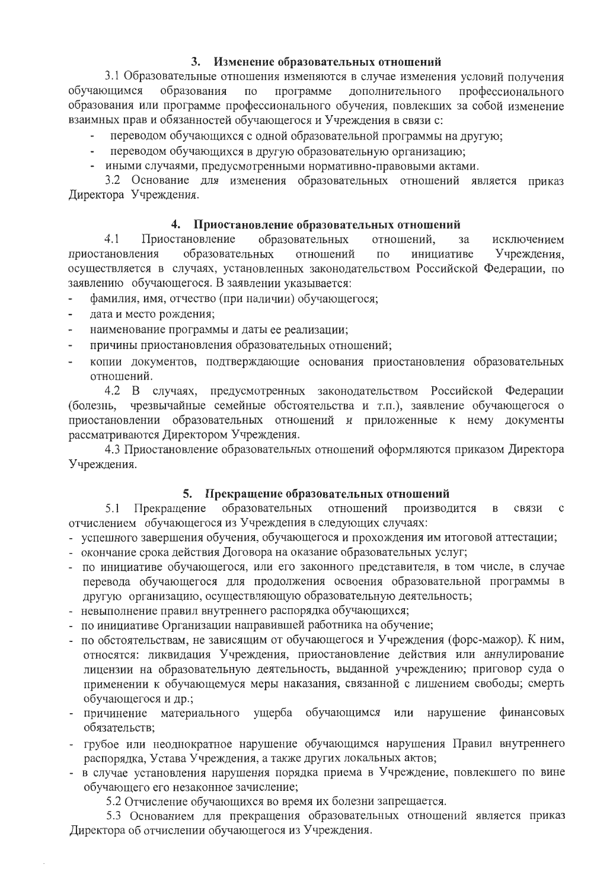## 3. Изменение образовательных отношений

3.1 Образовательные отношения изменяются в случае изменения условий получения обучающимся образования по программе дополнительного профессионального образования или программе профессионального обучения, повлекших за собой изменение взаимных прав и обязанностей обучающегося и Учреждения в связи с:

- переводом обучающихся с одной образовательной программы на другую;
- переводом обучающихся в другую образовательную организацию;
- иными случаями, предусмотренными нормативно-правовыми актами.

3.2 Основание для изменения образовательных отношений является приказ Директора Учреждения.

## 4. Приостановление образовательных отношений

4.1 Приостановление образовательных отношений, за исключением приостановления образовательных отношений по инициативе Учреждения, осуществляется в случаях, установленных законодательством Российской Федерации, по заявлению обучающегося. В заявлении указывается:

- фамилия, имя, отчество (при наличии) обучающегося;
- дата и место рождения;
- наименование программы и даты ее реализации;
- причины приостановления образовательных отношений;
- копии документов, подтверждающие основания приостановления образовательных отношений.

4.2 В случаях, предусмотренных законодательством Российской Федерации (болезнь, чрезвычайные семейные обстоятельства и т.п.), заявление обучающегося о приостановлении образовательных отношений и приложенные к нему документы рассматриваются Директором Учреждения.

4.3 Приостановление образовательных отношений оформляются приказом Директора Учреждения.

## 5. Прекращение образовательных отношений

5.1 Прекращение образовательных отношений производится в связи с отчислением обучающегося из Учреждения в следующих случаях:

- успешного завершения обучения, обучающегося и прохождения им итоговой аттестации;
- окончание срока действия Договора на оказание образовательных услуг;
- по инициативе обучающегося, или его законного представителя, в том числе, в случае перевода обучающегося для продолжения освоения образовательной программы в другую организацию, осуществляющую образовательную деятельность;
- невыполнение правил внутреннего распорядка обучающихся;
- по инициативе Организации направившей работника на обучение;
- по обстоятельствам, не зависящим от обучающегося и Учреждения (форс-мажор). К ним, относятся: ликвидация Учреждения, приостановление действия или аннулирование лицензии на образовательную деятельность, выданной учреждению; приговор суда о применении к обучающемуся меры наказания, связанной с лишением свободы; смерть обучающегося и др.;
- причинение материального ущерба обучающимся или нарушение финансовых обязательств;
- грубое или неоднократное нарушение обучающимся нарушения Правил внутреннего распорядка, Устава Учреждения, а также других локальных актов;
- в случае установления нарушения порядка приема в Учреждение, повлекшего по вине обучающего его незаконное зачисление;

5.2 Отчисление обучающихся во время их болезни запрещается.

5.3 Основанием для прекращения образовательных отношений является приказ Директора об отчислении обучающегося из Учреждения.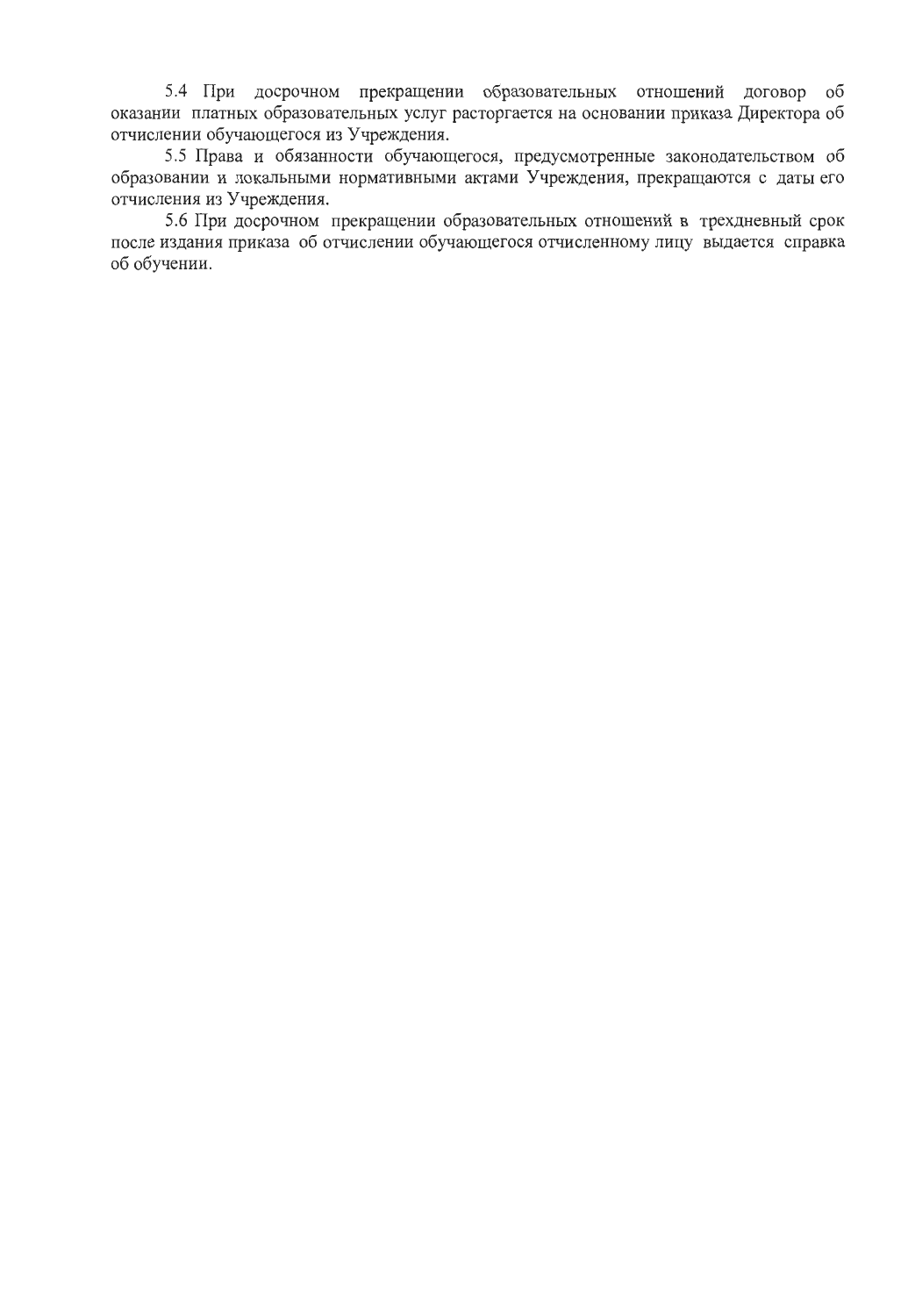5.4 При досрочном прекращении образовательных отношений договор об оказании платных образовательных услуг расторгается на основании приказа Директора об отчислении обучающегося из Учреждения.

5.5 Права и обязанности обучающегося, предусмотренные законодательством об образовании и локальными нормативными актами Учреждения, прекращаются с даты его отчисления из Учреждения.

5.6 При досрочном прекращении образовательных отношений в трехдневный срок после издания приказа об отчислении обучающегося отчисленному лицу выдается справка об обучении.